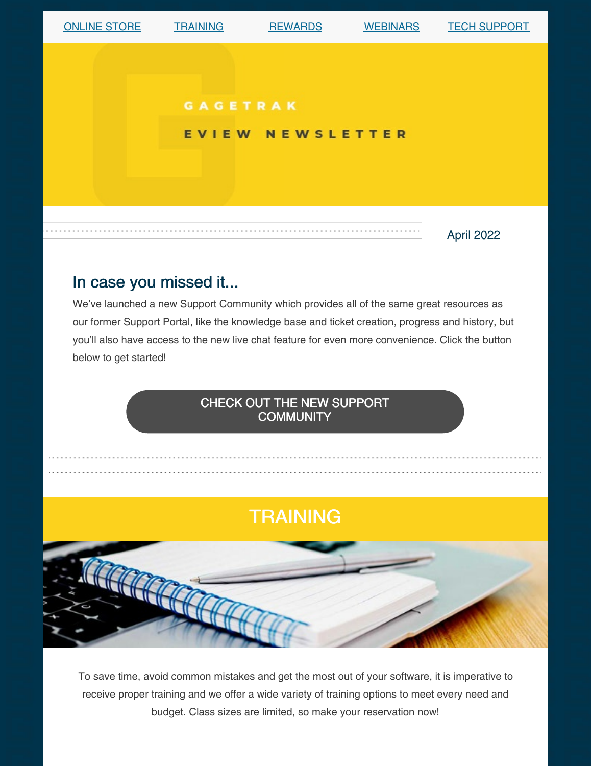ONLINE STORE | TRAINING | REWARDS | WEBINARS | TECH SUPPORT

GAGETRAK

EVIEW NEWSLETTER

April 2022

## In case you missed it...

We've launched a new Support Community which provides all of the same great resources as our former Support Portal, like the knowledge base and ticket creation, progress and history, but you'll also have access to the new live chat feature for even more convenience. Click the button below to get started!

CHECK OUT THE NEW SUPPORT COMMUNITY

# TRAINING

To save time, avoid common mistakes and get the most out of your software, it is imperative to receive proper training and we offer a wide variety of training options to meet every need and budget. Class sizes are limited, so make your reservation now!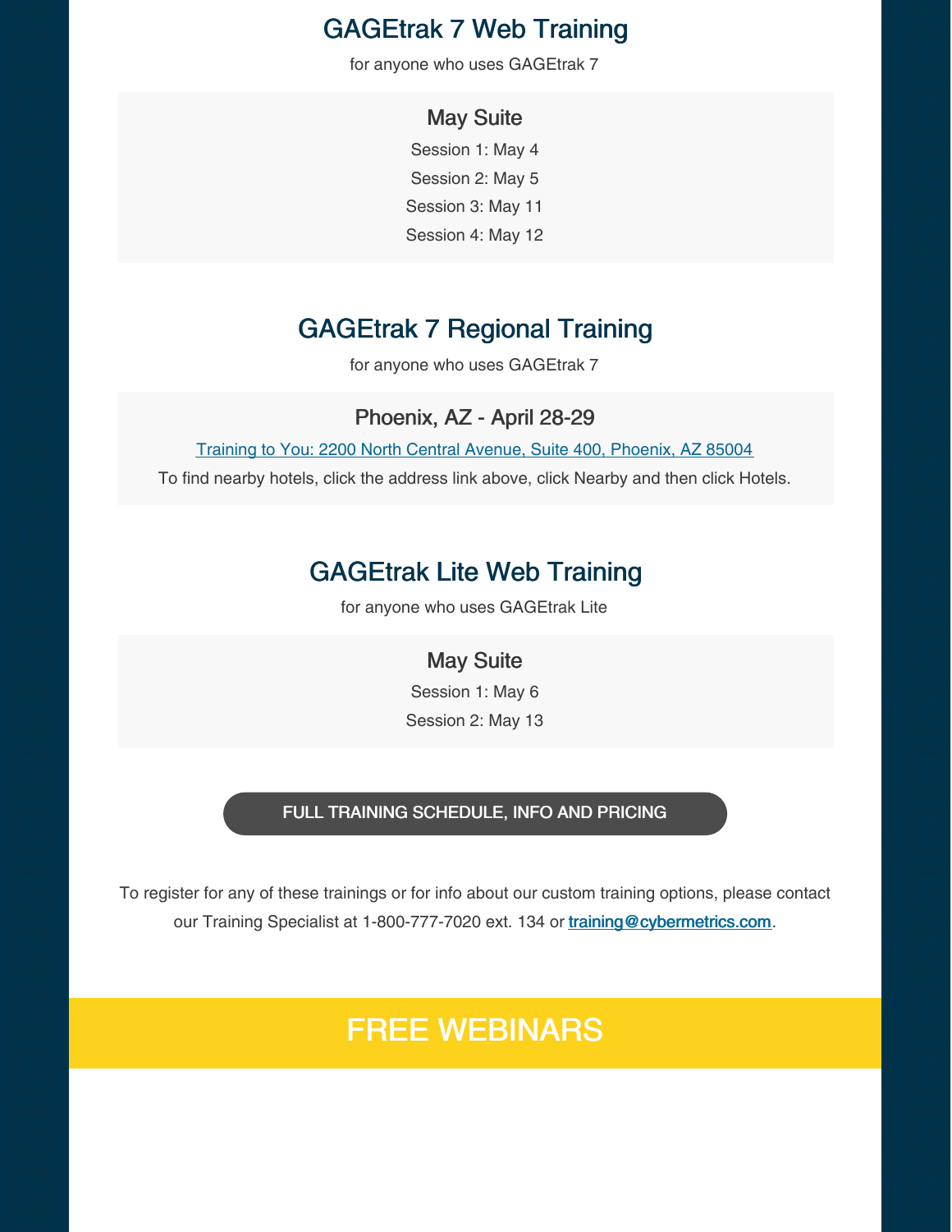## GAGEtrak 7 Web Training

for anyone who uses GAGEtrak 7

### May Suite

Session 1: May 4

Session 2: May 5

Session 3: May 11

Session 4: May 12

## GAGEtrak 7 Regional Training

for anyone who uses GAGEtrak 7

### Phoenix, AZ - April 28-29

[Training to You: 2200 North Central Avenue, Suite 400, Phoenix, AZ 85004]

To find nearby hotels, click the address link above, click Nearby and then click Hotels.

## GAGEtrak Lite Web Training

for anyone who uses GAGEtrak Lite

### May Suite

Session 1: May 6

Session 2: May 13

**FULL TRAINING SCHEDULE, INFO AND PRICING**

To register for any of these trainings or for info about our custom training options, please contact our Training Specialist at 1-800-777-7020 ext. 134 or training@cybermetrics.com.

## FREE WEBINARS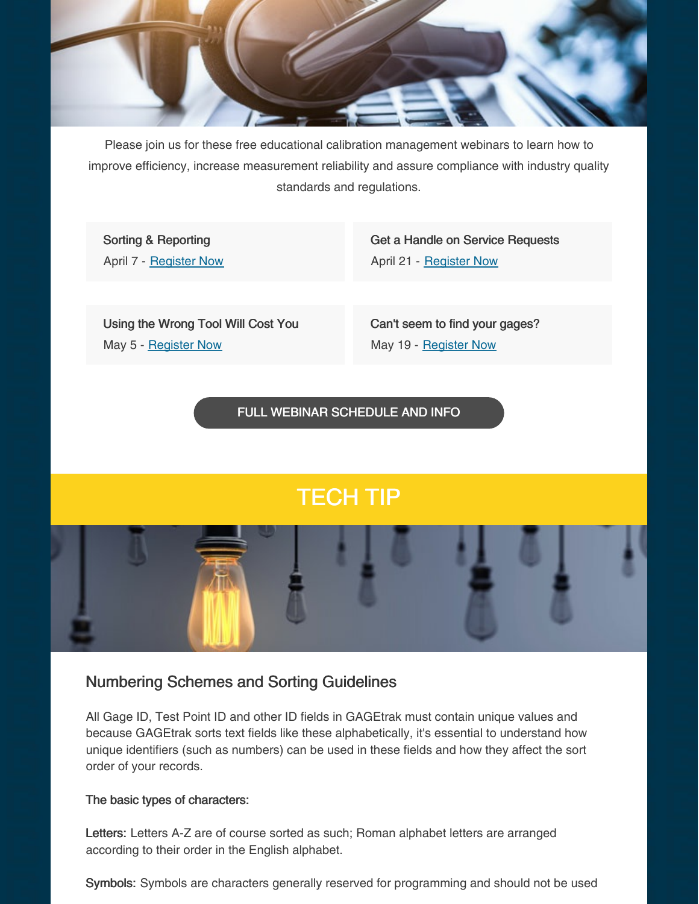Please join us for these free educational calibration management webinars to learn how to improve efficiency, increase measurement reliability and assure compliance with industry quality standards and regulations.

Sorting & Reporting
April 7 - [Register Now]

Get a Handle on Service Requests
April 21 - [Register Now]

Using the Wrong Tool Will Cost You
May 5 - [Register Now]

Can't seem to find your gages?
May 19 - [Register Now]

FULL WEBINAR SCHEDULE AND INFO

# TECH TIP

## Numbering Schemes and Sorting Guidelines

All Gage ID, Test Point ID and other ID fields in GAGEtrak must contain unique values and because GAGEtrak sorts text fields like these alphabetically, it's essential to understand how unique identifiers (such as numbers) can be used in these fields and how they affect the sort order of your records.

**The basic types of characters:**

**Letters:** Letters A-Z are of course sorted as such; Roman alphabet letters are arranged according to their order in the English alphabet.

**Symbols:** Symbols are characters generally reserved for programming and should not be used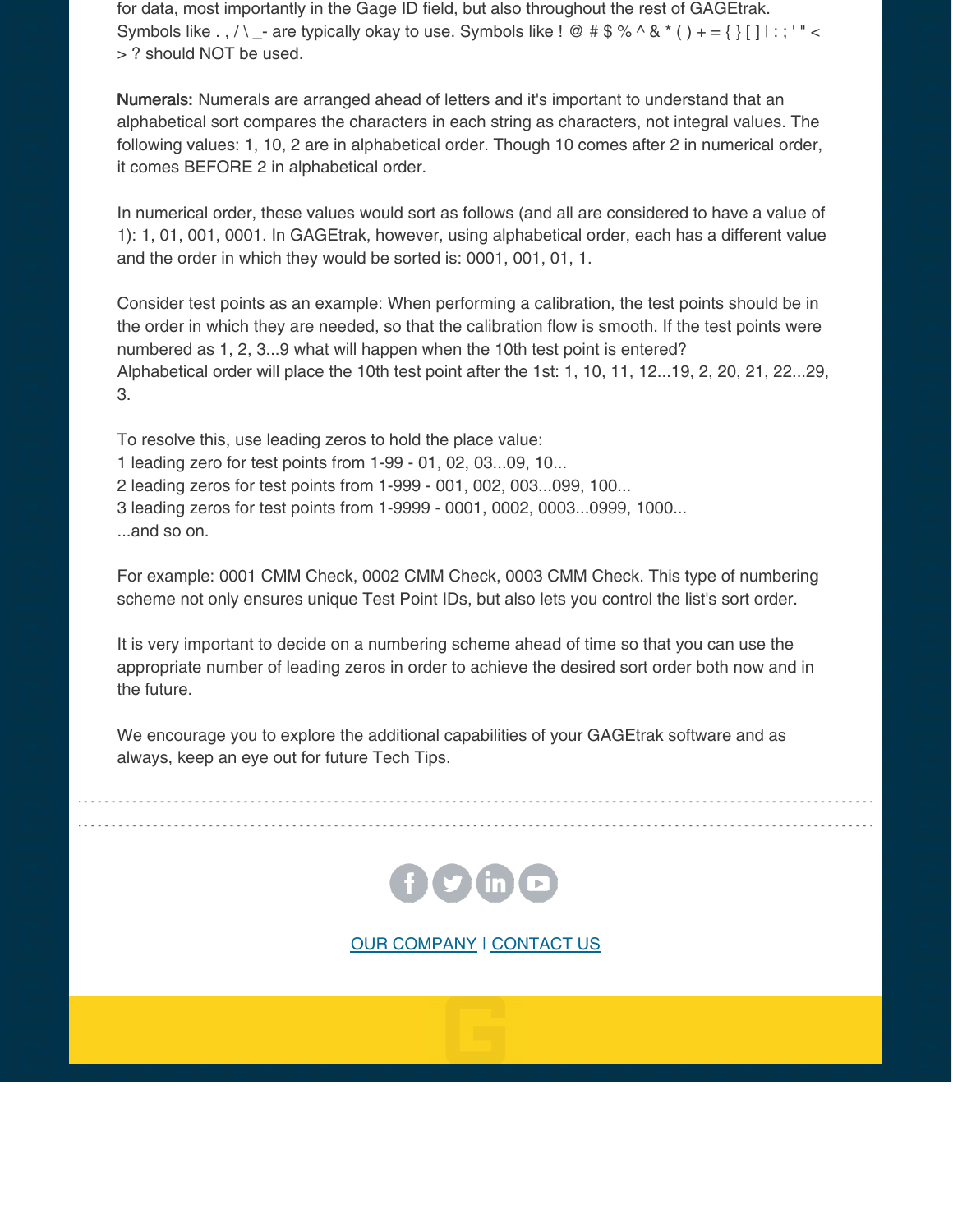for data, most importantly in the Gage ID field, but also throughout the rest of GAGEtrak. Symbols like . , / \ _- are typically okay to use. Symbols like ! @ # $ % ^ & * ( ) + = { } [ ] | : ; ' " < > ? should NOT be used.

**Numerals:** Numerals are arranged ahead of letters and it's important to understand that an alphabetical sort compares the characters in each string as characters, not integral values. The following values: 1, 10, 2 are in alphabetical order. Though 10 comes after 2 in numerical order, it comes BEFORE 2 in alphabetical order.

In numerical order, these values would sort as follows (and all are considered to have a value of 1): 1, 01, 001, 0001. In GAGEtrak, however, using alphabetical order, each has a different value and the order in which they would be sorted is: 0001, 001, 01, 1.

Consider test points as an example: When performing a calibration, the test points should be in the order in which they are needed, so that the calibration flow is smooth. If the test points were numbered as 1, 2, 3...9 what will happen when the 10th test point is entered?
Alphabetical order will place the 10th test point after the 1st: 1, 10, 11, 12...19, 2, 20, 21, 22...29, 3.

To resolve this, use leading zeros to hold the place value:
1 leading zero for test points from 1-99 - 01, 02, 03...09, 10...
2 leading zeros for test points from 1-999 - 001, 002, 003...099, 100...
3 leading zeros for test points from 1-9999 - 0001, 0002, 0003...0999, 1000...
...and so on.

For example: 0001 CMM Check, 0002 CMM Check, 0003 CMM Check. This type of numbering scheme not only ensures unique Test Point IDs, but also lets you control the list's sort order.

It is very important to decide on a numbering scheme ahead of time so that you can use the appropriate number of leading zeros in order to achieve the desired sort order both now and in the future.

We encourage you to explore the additional capabilities of your GAGEtrak software and as always, keep an eye out for future Tech Tips.

OUR COMPANY | CONTACT US